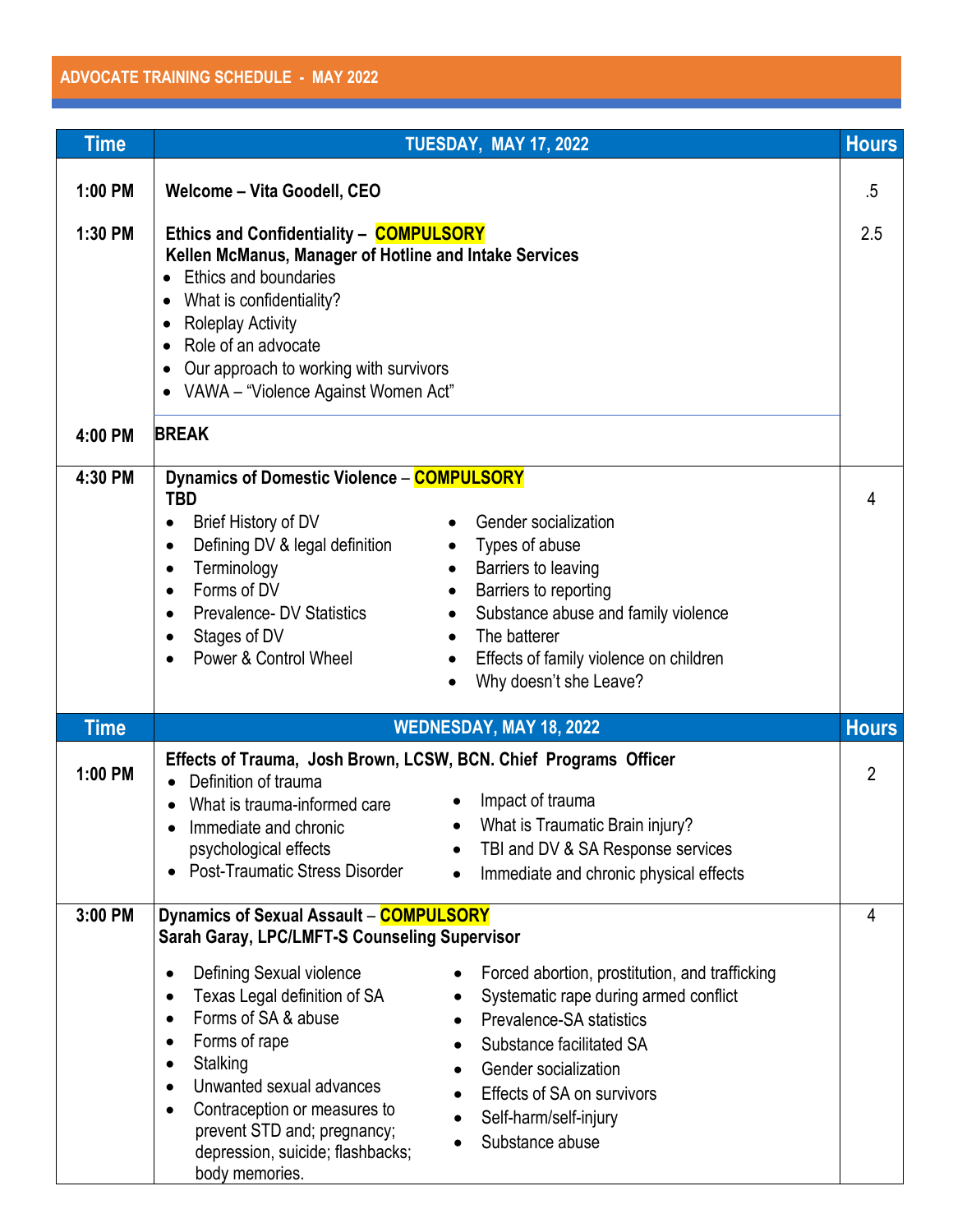## ADVOCATE TRAINING SCHEDULE - MAY 2022

| Time | TUESDAY, MAY 17, 2022 | Hours |
|---|---|---|
| 1:00 PM | **Welcome – Vita Goodell, CEO** | .5 |
| 1:30 PM | **Ethics and Confidentiality – COMPULSORY**<br>**Kellen McManus, Manager of Hotline and Intake Services**<br>• Ethics and boundaries<br>• What is confidentiality?<br>• Roleplay Activity<br>• Role of an advocate<br>• Our approach to working with survivors<br>• VAWA – "Violence Against Women Act" | 2.5 |
| 4:00 PM | **BREAK** | |
| 4:30 PM | **Dynamics of Domestic Violence – COMPULSORY**<br>**TBD**<br>• Brief History of DV<br>• Defining DV & legal definition<br>• Terminology<br>• Forms of DV<br>• Prevalence- DV Statistics<br>• Stages of DV<br>• Power & Control Wheel<br>• Gender socialization<br>• Types of abuse<br>• Barriers to leaving<br>• Barriers to reporting<br>• Substance abuse and family violence<br>• The batterer<br>• Effects of family violence on children<br>• Why doesn't she Leave? | 4 |
| **Time** | **WEDNESDAY, MAY 18, 2022** | **Hours** |
| 1:00 PM | **Effects of Trauma, Josh Brown, LCSW, BCN. Chief Programs Officer**<br>• Definition of trauma<br>• What is trauma-informed care<br>• Immediate and chronic psychological effects<br>• Post-Traumatic Stress Disorder<br>• Impact of trauma<br>• What is Traumatic Brain injury?<br>• TBI and DV & SA Response services<br>• Immediate and chronic physical effects | 2 |
| 3:00 PM | **Dynamics of Sexual Assault – COMPULSORY**<br>**Sarah Garay, LPC/LMFT-S Counseling Supervisor**<br>• Defining Sexual violence<br>• Texas Legal definition of SA<br>• Forms of SA & abuse<br>• Forms of rape<br>• Stalking<br>• Unwanted sexual advances<br>• Contraception or measures to prevent STD and; pregnancy; depression, suicide; flashbacks; body memories.<br>• Forced abortion, prostitution, and trafficking<br>• Systematic rape during armed conflict<br>• Prevalence-SA statistics<br>• Substance facilitated SA<br>• Gender socialization<br>• Effects of SA on survivors<br>• Self-harm/self-injury<br>• Substance abuse | 4 |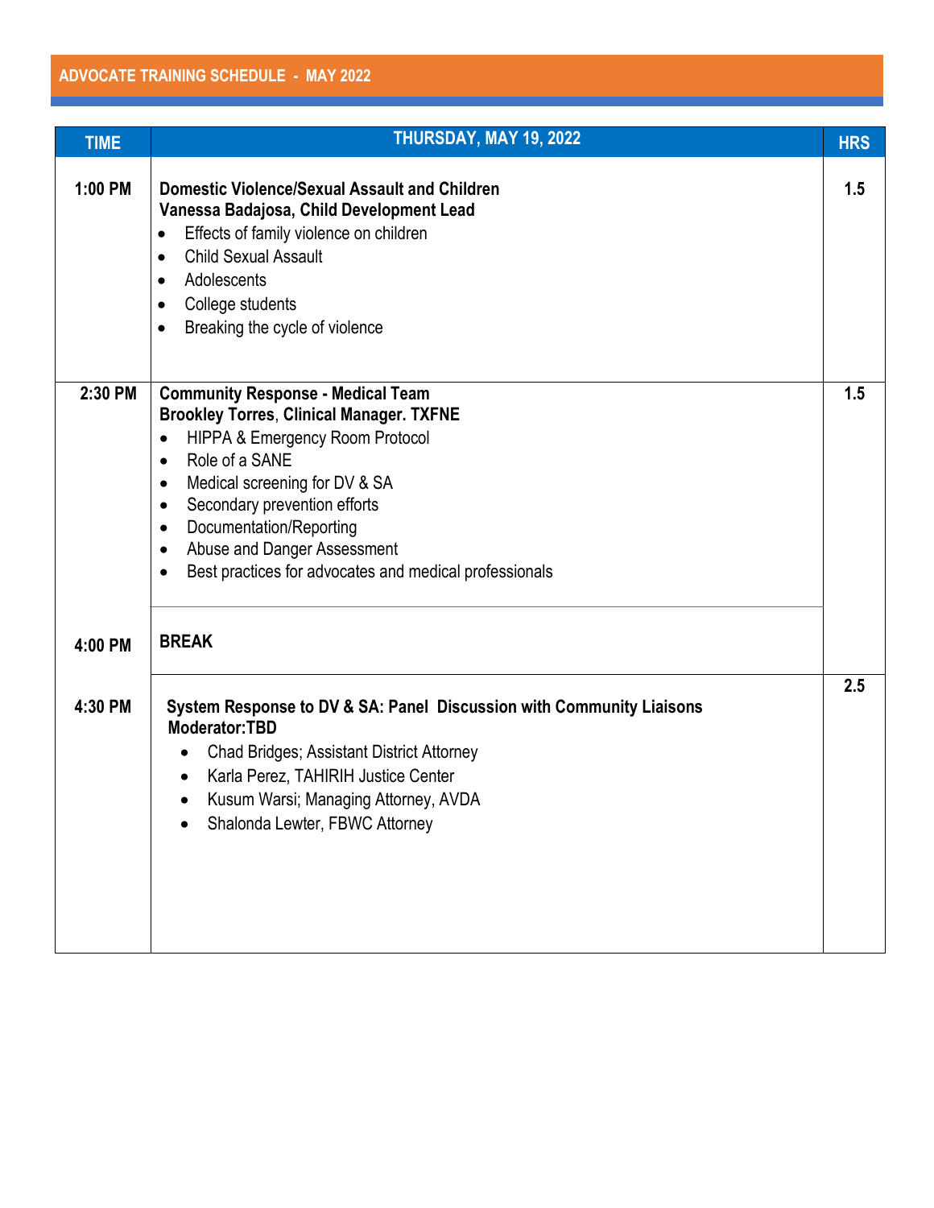## ADVOCATE TRAINING SCHEDULE - MAY 2022

| TIME | THURSDAY, MAY 19, 2022 | HRS |
|---|---|---|
| **1:00 PM** | **Domestic Violence/Sexual Assault and Children**<br>**Vanessa Badajosa, Child Development Lead**<br>• Effects of family violence on children<br>• Child Sexual Assault<br>• Adolescents<br>• College students<br>• Breaking the cycle of violence | **1.5** |
| **2:30 PM** | **Community Response - Medical Team**<br>**Brookley Torres, Clinical Manager. TXFNE**<br>• HIPPA & Emergency Room Protocol<br>• Role of a SANE<br>• Medical screening for DV & SA<br>• Secondary prevention efforts<br>• Documentation/Reporting<br>• Abuse and Danger Assessment<br>• Best practices for advocates and medical professionals | **1.5** |
| **4:00 PM** | **BREAK** | |
| **4:30 PM** | **System Response to DV & SA: Panel Discussion with Community Liaisons**<br>**Moderator:TBD**<br>• Chad Bridges; Assistant District Attorney<br>• Karla Perez, TAHIRIH Justice Center<br>• Kusum Warsi; Managing Attorney, AVDA<br>• Shalonda Lewter, FBWC Attorney | **2.5** |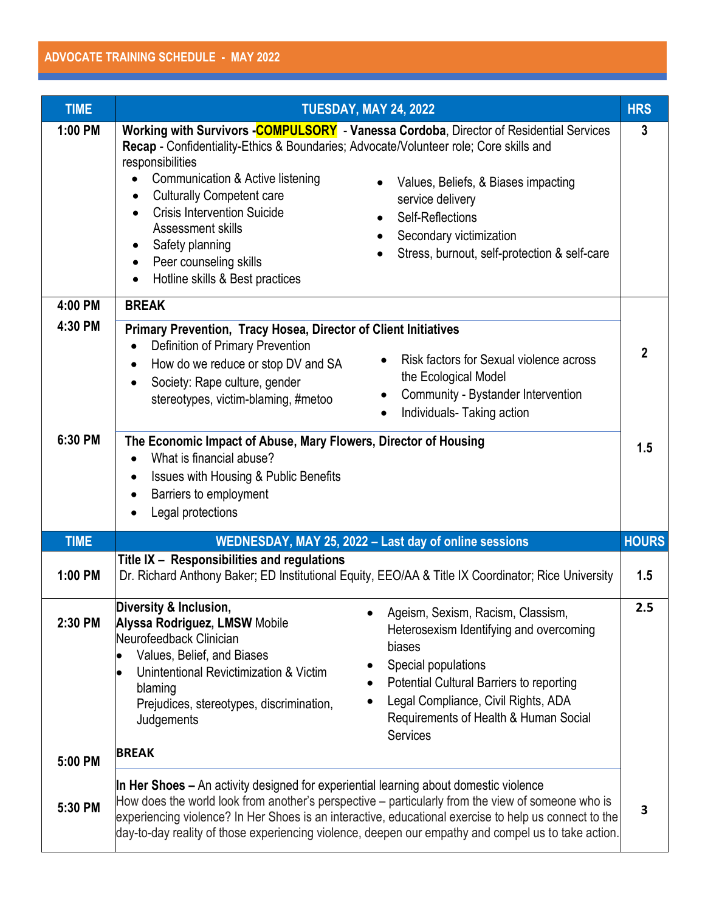## ADVOCATE TRAINING SCHEDULE - MAY 2022

| TIME | TUESDAY, MAY 24, 2022 | HRS |
| --- | --- | --- |
| 1:00 PM | **Working with Survivors -COMPULSORY** - **Vanessa Cordoba**, Director of Residential Services<br>**Recap** - Confidentiality-Ethics & Boundaries; Advocate/Volunteer role; Core skills and responsibilities<br>• Communication & Active listening<br>• Culturally Competent care<br>• Crisis Intervention Suicide Assessment skills<br>• Safety planning<br>• Peer counseling skills<br>• Hotline skills & Best practices<br>• Values, Beliefs, & Biases impacting service delivery<br>• Self-Reflections<br>• Secondary victimization<br>• Stress, burnout, self-protection & self-care | 3 |
| 4:00 PM | **BREAK** | |
| 4:30 PM | **Primary Prevention, Tracy Hosea, Director of Client Initiatives**<br>• Definition of Primary Prevention<br>• How do we reduce or stop DV and SA<br>• Society: Rape culture, gender stereotypes, victim-blaming, #metoo<br>• Risk factors for Sexual violence across the Ecological Model<br>• Community - Bystander Intervention<br>• Individuals- Taking action | 2 |
| 6:30 PM | **The Economic Impact of Abuse, Mary Flowers, Director of Housing**<br>• What is financial abuse?<br>• Issues with Housing & Public Benefits<br>• Barriers to employment<br>• Legal protections | 1.5 |
| **TIME** | **WEDNESDAY, MAY 25, 2022 – Last day of online sessions** | **HOURS** |
| 1:00 PM | **Title IX – Responsibilities and regulations**<br>Dr. Richard Anthony Baker; ED Institutional Equity, EEO/AA & Title IX Coordinator; Rice University | 1.5 |
| 2:30 PM | **Diversity & Inclusion,**<br>**Alyssa Rodriguez, LMSW** Mobile Neurofeedback Clinician<br>• Values, Belief, and Biases<br>• Unintentional Revictimization & Victim blaming<br>Prejudices, stereotypes, discrimination, Judgements<br>• Ageism, Sexism, Racism, Classism, Heterosexism Identifying and overcoming biases<br>• Special populations<br>• Potential Cultural Barriers to reporting<br>• Legal Compliance, Civil Rights, ADA Requirements of Health & Human Social Services | 2.5 |
| 5:00 PM | **BREAK** | |
| 5:30 PM | **In Her Shoes –** An activity designed for experiential learning about domestic violence<br>How does the world look from another's perspective – particularly from the view of someone who is experiencing violence? In Her Shoes is an interactive, educational exercise to help us connect to the day-to-day reality of those experiencing violence, deepen our empathy and compel us to take action. | 3 |